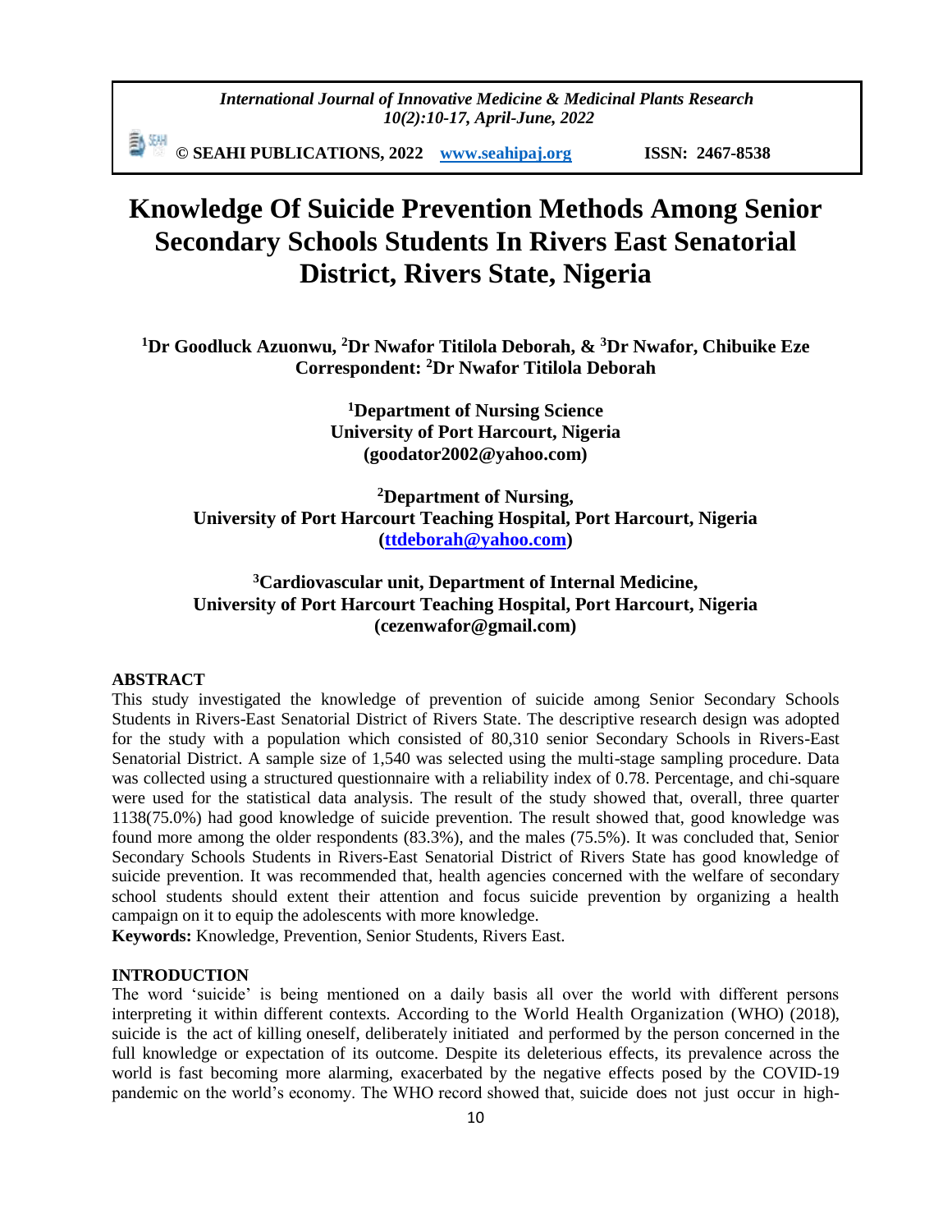# Knowledge Of Suicide Prevention Methods Among Senior Secondary Schools Students In Rivers East Senatorial District, Rivers State, Nigeria

**[1]Dr Goodluck Azuonwu, [2]Dr Nwafor Titilola Deborah, & [3]Dr Nwafor, Chibuike Eze**
**Correspondent: [2]Dr Nwafor Titilola Deborah**

**[1]Department of Nursing Science**
**University of Port Harcourt, Nigeria**
**(goodator2002@yahoo.com)**

**[2]Department of Nursing,**
**University of Port Harcourt Teaching Hospital, Port Harcourt, Nigeria**
**(ttdeborah@yahoo.com)**

**[3]Cardiovascular unit, Department of Internal Medicine,**
**University of Port Harcourt Teaching Hospital, Port Harcourt, Nigeria**
**(cezenwafor@gmail.com)**

## ABSTRACT

This study investigated the knowledge of prevention of suicide among Senior Secondary Schools Students in Rivers-East Senatorial District of Rivers State. The descriptive research design was adopted for the study with a population which consisted of 80,310 senior Secondary Schools in Rivers-East Senatorial District. A sample size of 1,540 was selected using the multi-stage sampling procedure. Data was collected using a structured questionnaire with a reliability index of 0.78. Percentage, and chi-square were used for the statistical data analysis. The result of the study showed that, overall, three quarter 1138(75.0%) had good knowledge of suicide prevention. The result showed that, good knowledge was found more among the older respondents (83.3%), and the males (75.5%). It was concluded that, Senior Secondary Schools Students in Rivers-East Senatorial District of Rivers State has good knowledge of suicide prevention. It was recommended that, health agencies concerned with the welfare of secondary school students should extent their attention and focus suicide prevention by organizing a health campaign on it to equip the adolescents with more knowledge.

**Keywords:** Knowledge, Prevention, Senior Students, Rivers East.

## INTRODUCTION

The word 'suicide' is being mentioned on a daily basis all over the world with different persons interpreting it within different contexts. According to the World Health Organization (WHO) (2018), suicide is the act of killing oneself, deliberately initiated and performed by the person concerned in the full knowledge or expectation of its outcome. Despite its deleterious effects, its prevalence across the world is fast becoming more alarming, exacerbated by the negative effects posed by the COVID-19 pandemic on the world's economy. The WHO record showed that, suicide does not just occur in high-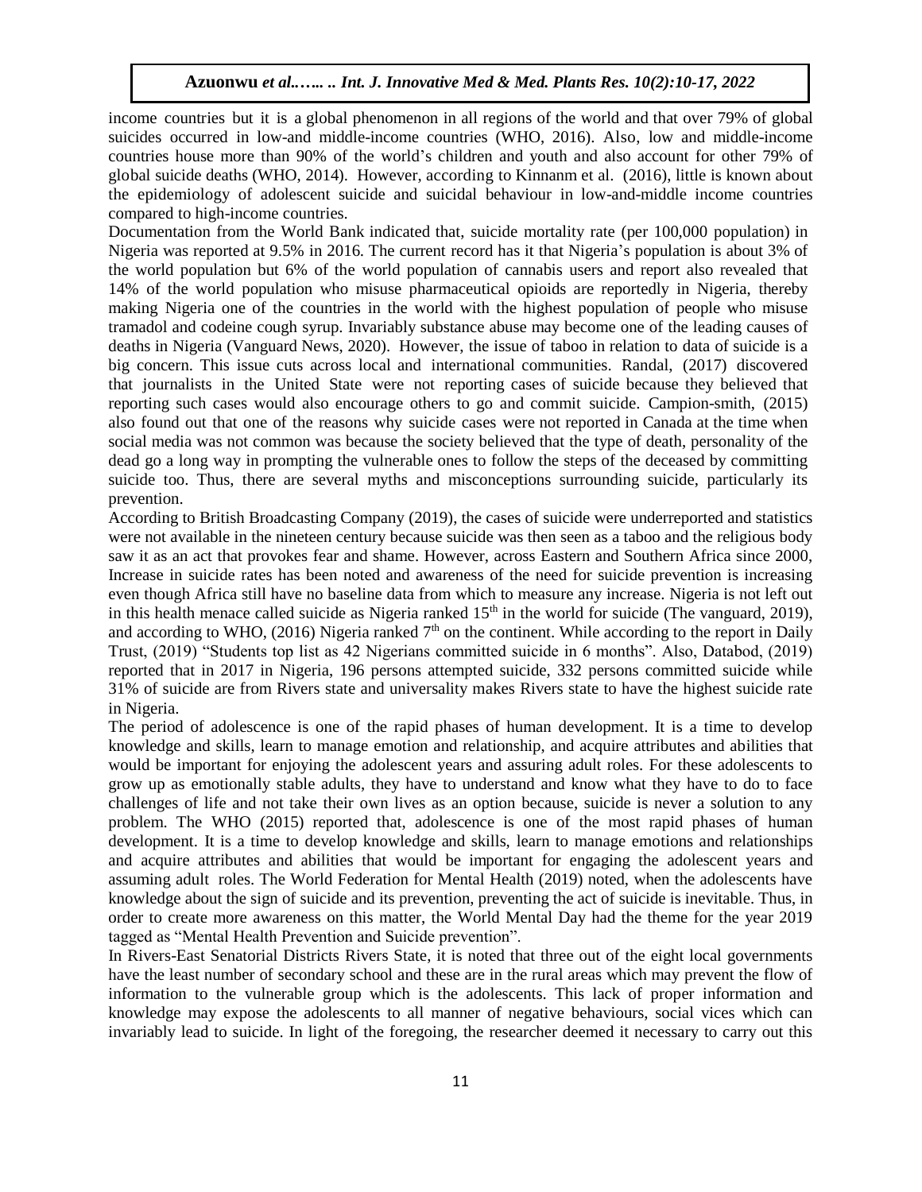income countries but it is a global phenomenon in all regions of the world and that over 79% of global suicides occurred in low-and middle-income countries (WHO, 2016). Also, low and middle-income countries house more than 90% of the world's children and youth and also account for other 79% of global suicide deaths (WHO, 2014). However, according to Kinnanm et al. (2016), little is known about the epidemiology of adolescent suicide and suicidal behaviour in low-and-middle income countries compared to high-income countries.

Documentation from the World Bank indicated that, suicide mortality rate (per 100,000 population) in Nigeria was reported at 9.5% in 2016. The current record has it that Nigeria's population is about 3% of the world population but 6% of the world population of cannabis users and report also revealed that 14% of the world population who misuse pharmaceutical opioids are reportedly in Nigeria, thereby making Nigeria one of the countries in the world with the highest population of people who misuse tramadol and codeine cough syrup. Invariably substance abuse may become one of the leading causes of deaths in Nigeria (Vanguard News, 2020). However, the issue of taboo in relation to data of suicide is a big concern. This issue cuts across local and international communities. Randal, (2017) discovered that journalists in the United State were not reporting cases of suicide because they believed that reporting such cases would also encourage others to go and commit suicide. Campion-smith, (2015) also found out that one of the reasons why suicide cases were not reported in Canada at the time when social media was not common was because the society believed that the type of death, personality of the dead go a long way in prompting the vulnerable ones to follow the steps of the deceased by committing suicide too. Thus, there are several myths and misconceptions surrounding suicide, particularly its prevention.

According to British Broadcasting Company (2019), the cases of suicide were underreported and statistics were not available in the nineteen century because suicide was then seen as a taboo and the religious body saw it as an act that provokes fear and shame. However, across Eastern and Southern Africa since 2000, Increase in suicide rates has been noted and awareness of the need for suicide prevention is increasing even though Africa still have no baseline data from which to measure any increase. Nigeria is not left out in this health menace called suicide as Nigeria ranked 15th in the world for suicide (The vanguard, 2019), and according to WHO, (2016) Nigeria ranked 7th on the continent. While according to the report in Daily Trust, (2019) "Students top list as 42 Nigerians committed suicide in 6 months". Also, Databod, (2019) reported that in 2017 in Nigeria, 196 persons attempted suicide, 332 persons committed suicide while 31% of suicide are from Rivers state and universality makes Rivers state to have the highest suicide rate in Nigeria.

The period of adolescence is one of the rapid phases of human development. It is a time to develop knowledge and skills, learn to manage emotion and relationship, and acquire attributes and abilities that would be important for enjoying the adolescent years and assuring adult roles. For these adolescents to grow up as emotionally stable adults, they have to understand and know what they have to do to face challenges of life and not take their own lives as an option because, suicide is never a solution to any problem. The WHO (2015) reported that, adolescence is one of the most rapid phases of human development. It is a time to develop knowledge and skills, learn to manage emotions and relationships and acquire attributes and abilities that would be important for engaging the adolescent years and assuming adult roles. The World Federation for Mental Health (2019) noted, when the adolescents have knowledge about the sign of suicide and its prevention, preventing the act of suicide is inevitable. Thus, in order to create more awareness on this matter, the World Mental Day had the theme for the year 2019 tagged as "Mental Health Prevention and Suicide prevention".

In Rivers-East Senatorial Districts Rivers State, it is noted that three out of the eight local governments have the least number of secondary school and these are in the rural areas which may prevent the flow of information to the vulnerable group which is the adolescents. This lack of proper information and knowledge may expose the adolescents to all manner of negative behaviours, social vices which can invariably lead to suicide. In light of the foregoing, the researcher deemed it necessary to carry out this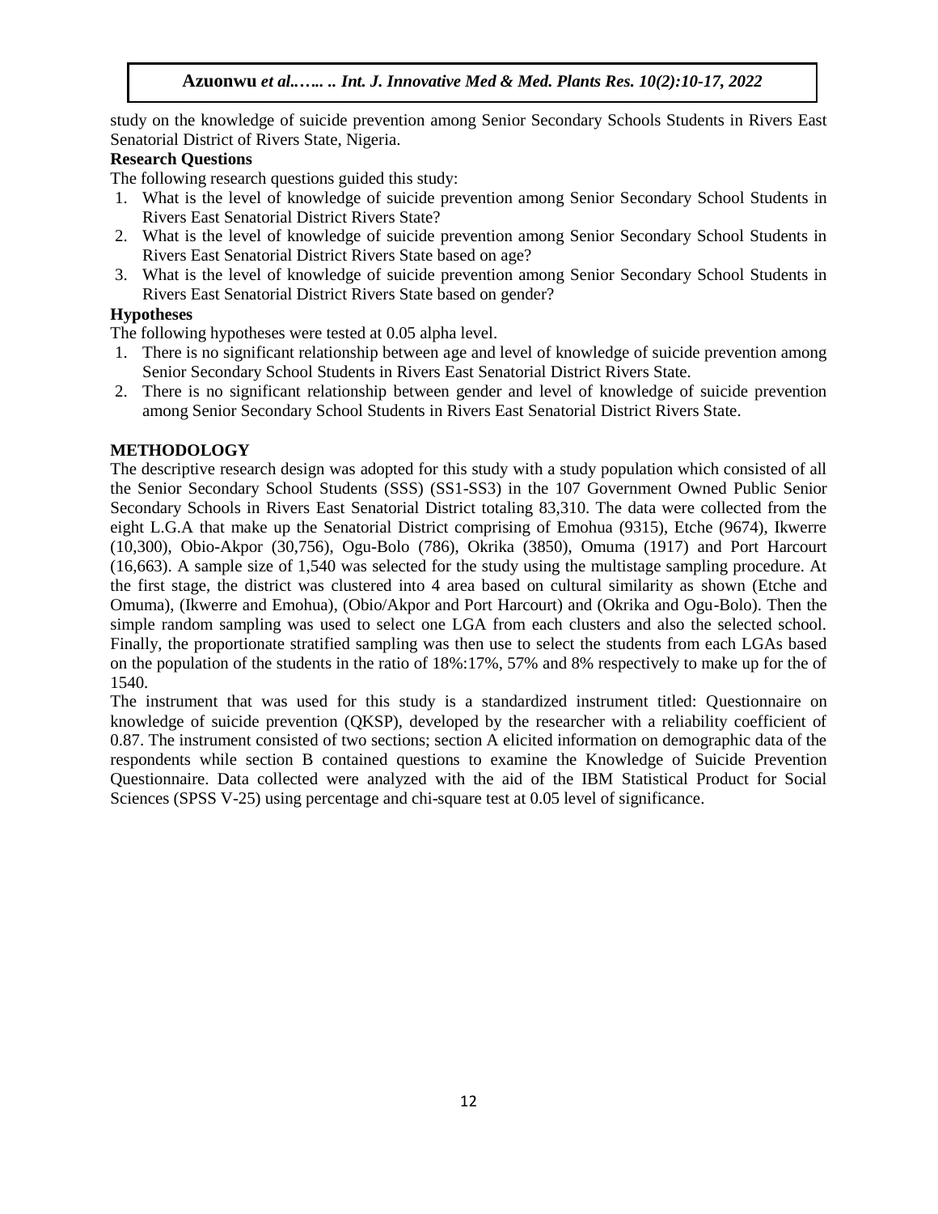study on the knowledge of suicide prevention among Senior Secondary Schools Students in Rivers East Senatorial District of Rivers State, Nigeria.

### Research Questions

The following research questions guided this study:

1. What is the level of knowledge of suicide prevention among Senior Secondary School Students in Rivers East Senatorial District Rivers State?
2. What is the level of knowledge of suicide prevention among Senior Secondary School Students in Rivers East Senatorial District Rivers State based on age?
3. What is the level of knowledge of suicide prevention among Senior Secondary School Students in Rivers East Senatorial District Rivers State based on gender?

### Hypotheses

The following hypotheses were tested at 0.05 alpha level.

1. There is no significant relationship between age and level of knowledge of suicide prevention among Senior Secondary School Students in Rivers East Senatorial District Rivers State.
2. There is no significant relationship between gender and level of knowledge of suicide prevention among Senior Secondary School Students in Rivers East Senatorial District Rivers State.

## METHODOLOGY

The descriptive research design was adopted for this study with a study population which consisted of all the Senior Secondary School Students (SSS) (SS1-SS3) in the 107 Government Owned Public Senior Secondary Schools in Rivers East Senatorial District totaling 83,310. The data were collected from the eight L.G.A that make up the Senatorial District comprising of Emohua (9315), Etche (9674), Ikwerre (10,300), Obio-Akpor (30,756), Ogu-Bolo (786), Okrika (3850), Omuma (1917) and Port Harcourt (16,663). A sample size of 1,540 was selected for the study using the multistage sampling procedure. At the first stage, the district was clustered into 4 area based on cultural similarity as shown (Etche and Omuma), (Ikwerre and Emohua), (Obio/Akpor and Port Harcourt) and (Okrika and Ogu-Bolo). Then the simple random sampling was used to select one LGA from each clusters and also the selected school. Finally, the proportionate stratified sampling was then use to select the students from each LGAs based on the population of the students in the ratio of 18%:17%, 57% and 8% respectively to make up for the of 1540.

The instrument that was used for this study is a standardized instrument titled: Questionnaire on knowledge of suicide prevention (QKSP), developed by the researcher with a reliability coefficient of 0.87. The instrument consisted of two sections; section A elicited information on demographic data of the respondents while section B contained questions to examine the Knowledge of Suicide Prevention Questionnaire. Data collected were analyzed with the aid of the IBM Statistical Product for Social Sciences (SPSS V-25) using percentage and chi-square test at 0.05 level of significance.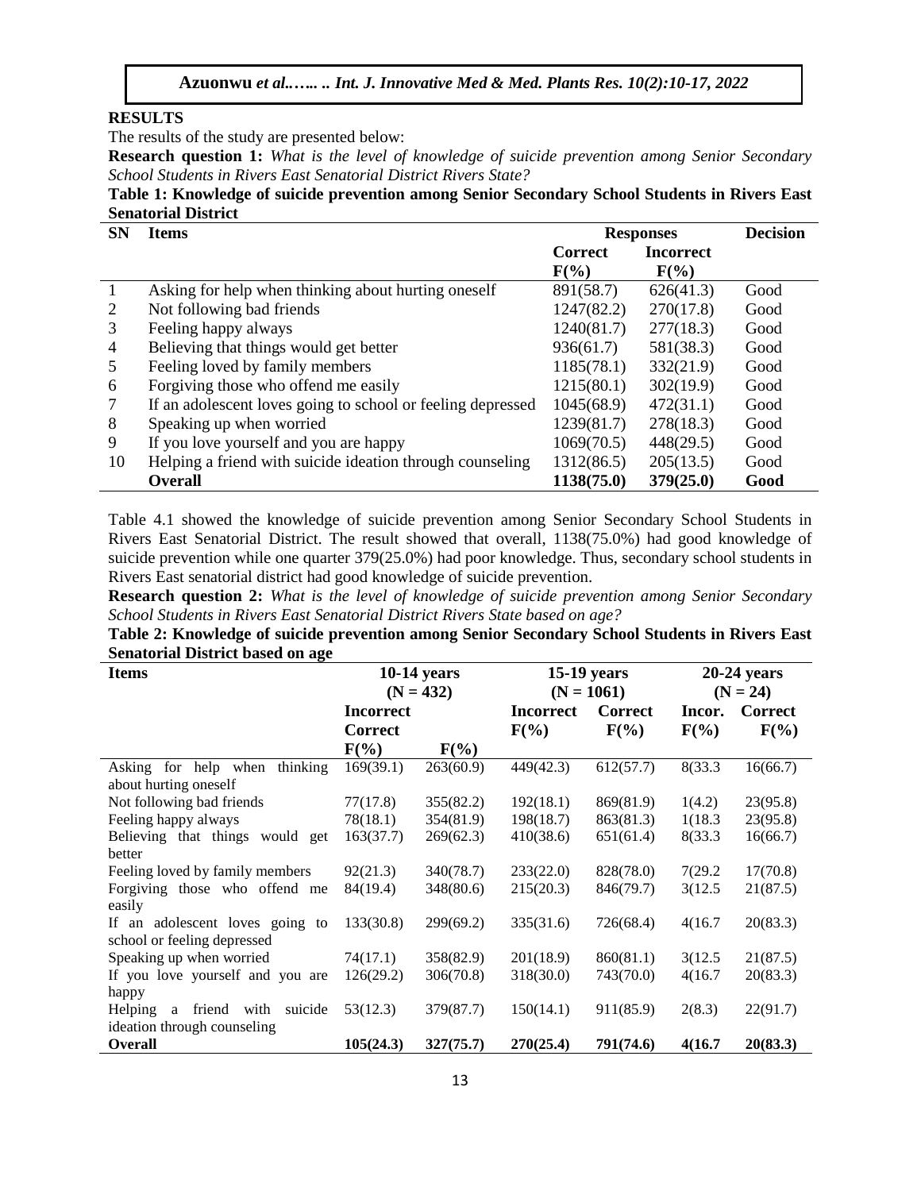## RESULTS

The results of the study are presented below:

**Research question 1:** *What is the level of knowledge of suicide prevention among Senior Secondary School Students in Rivers East Senatorial District Rivers State?*

**Table 1: Knowledge of suicide prevention among Senior Secondary School Students in Rivers East Senatorial District**

| SN | Items | Responses | | Decision |
|---|---|---|---|---|
| | | Correct F(%) | Incorrect F(%) | |
| 1 | Asking for help when thinking about hurting oneself | 891(58.7) | 626(41.3) | Good |
| 2 | Not following bad friends | 1247(82.2) | 270(17.8) | Good |
| 3 | Feeling happy always | 1240(81.7) | 277(18.3) | Good |
| 4 | Believing that things would get better | 936(61.7) | 581(38.3) | Good |
| 5 | Feeling loved by family members | 1185(78.1) | 332(21.9) | Good |
| 6 | Forgiving those who offend me easily | 1215(80.1) | 302(19.9) | Good |
| 7 | If an adolescent loves going to school or feeling depressed | 1045(68.9) | 472(31.1) | Good |
| 8 | Speaking up when worried | 1239(81.7) | 278(18.3) | Good |
| 9 | If you love yourself and you are happy | 1069(70.5) | 448(29.5) | Good |
| 10 | Helping a friend with suicide ideation through counseling | 1312(86.5) | 205(13.5) | Good |
| | **Overall** | **1138(75.0)** | **379(25.0)** | **Good** |

Table 4.1 showed the knowledge of suicide prevention among Senior Secondary School Students in Rivers East Senatorial District. The result showed that overall, 1138(75.0%) had good knowledge of suicide prevention while one quarter 379(25.0%) had poor knowledge. Thus, secondary school students in Rivers East senatorial district had good knowledge of suicide prevention.

**Research question 2:** *What is the level of knowledge of suicide prevention among Senior Secondary School Students in Rivers East Senatorial District Rivers State based on age?*

**Table 2: Knowledge of suicide prevention among Senior Secondary School Students in Rivers East Senatorial District based on age**

| Items | 10-14 years (N = 432) | | 15-19 years (N = 1061) | | 20-24 years (N = 24) | |
|---|---|---|---|---|---|---|
| | Incorrect Correct F(%) | F(%) | Incorrect F(%) | Correct F(%) | Incor. F(%) | Correct F(%) |
| Asking for help when thinking about hurting oneself | 169(39.1) | 263(60.9) | 449(42.3) | 612(57.7) | 8(33.3 | 16(66.7) |
| Not following bad friends | 77(17.8) | 355(82.2) | 192(18.1) | 869(81.9) | 1(4.2) | 23(95.8) |
| Feeling happy always | 78(18.1) | 354(81.9) | 198(18.7) | 863(81.3) | 1(18.3 | 23(95.8) |
| Believing that things would get better | 163(37.7) | 269(62.3) | 410(38.6) | 651(61.4) | 8(33.3 | 16(66.7) |
| Feeling loved by family members | 92(21.3) | 340(78.7) | 233(22.0) | 828(78.0) | 7(29.2 | 17(70.8) |
| Forgiving those who offend me easily | 84(19.4) | 348(80.6) | 215(20.3) | 846(79.7) | 3(12.5 | 21(87.5) |
| If an adolescent loves going to school or feeling depressed | 133(30.8) | 299(69.2) | 335(31.6) | 726(68.4) | 4(16.7 | 20(83.3) |
| Speaking up when worried | 74(17.1) | 358(82.9) | 201(18.9) | 860(81.1) | 3(12.5 | 21(87.5) |
| If you love yourself and you are happy | 126(29.2) | 306(70.8) | 318(30.0) | 743(70.0) | 4(16.7 | 20(83.3) |
| Helping a friend with suicide ideation through counseling | 53(12.3) | 379(87.7) | 150(14.1) | 911(85.9) | 2(8.3) | 22(91.7) |
| **Overall** | **105(24.3)** | **327(75.7)** | **270(25.4)** | **791(74.6)** | **4(16.7** | **20(83.3)** |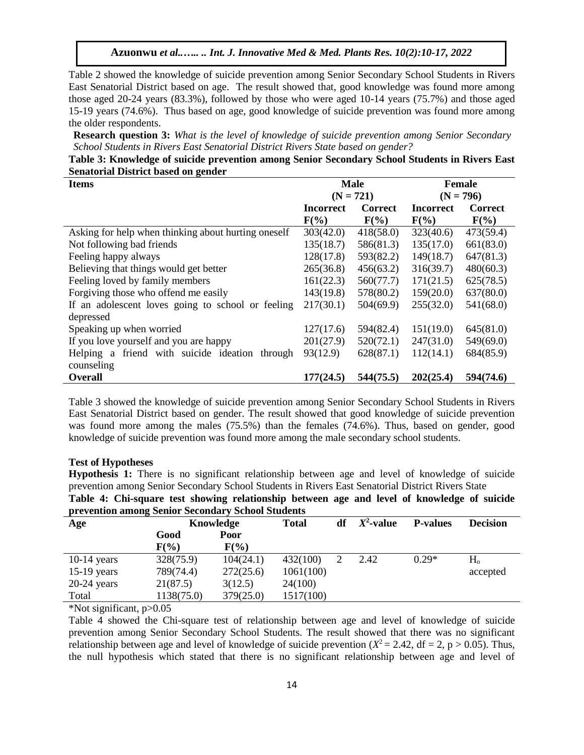Table 2 showed the knowledge of suicide prevention among Senior Secondary School Students in Rivers East Senatorial District based on age. The result showed that, good knowledge was found more among those aged 20-24 years (83.3%), followed by those who were aged 10-14 years (75.7%) and those aged 15-19 years (74.6%). Thus based on age, good knowledge of suicide prevention was found more among the older respondents.

**Research question 3:** *What is the level of knowledge of suicide prevention among Senior Secondary School Students in Rivers East Senatorial District Rivers State based on gender?*

**Table 3: Knowledge of suicide prevention among Senior Secondary School Students in Rivers East Senatorial District based on gender**

| Items | Male (N = 721) | | Female (N = 796) | |
|---|---|---|---|---|
| | Incorrect F(%) | Correct F(%) | Incorrect F(%) | Correct F(%) |
| Asking for help when thinking about hurting oneself | 303(42.0) | 418(58.0) | 323(40.6) | 473(59.4) |
| Not following bad friends | 135(18.7) | 586(81.3) | 135(17.0) | 661(83.0) |
| Feeling happy always | 128(17.8) | 593(82.2) | 149(18.7) | 647(81.3) |
| Believing that things would get better | 265(36.8) | 456(63.2) | 316(39.7) | 480(60.3) |
| Feeling loved by family members | 161(22.3) | 560(77.7) | 171(21.5) | 625(78.5) |
| Forgiving those who offend me easily | 143(19.8) | 578(80.2) | 159(20.0) | 637(80.0) |
| If an adolescent loves going to school or feeling depressed | 217(30.1) | 504(69.9) | 255(32.0) | 541(68.0) |
| Speaking up when worried | 127(17.6) | 594(82.4) | 151(19.0) | 645(81.0) |
| If you love yourself and you are happy | 201(27.9) | 520(72.1) | 247(31.0) | 549(69.0) |
| Helping a friend with suicide ideation through counseling | 93(12.9) | 628(87.1) | 112(14.1) | 684(85.9) |
| **Overall** | **177(24.5)** | **544(75.5)** | **202(25.4)** | **594(74.6)** |

Table 3 showed the knowledge of suicide prevention among Senior Secondary School Students in Rivers East Senatorial District based on gender. The result showed that good knowledge of suicide prevention was found more among the males (75.5%) than the females (74.6%). Thus, based on gender, good knowledge of suicide prevention was found more among the male secondary school students.

**Test of Hypotheses**

**Hypothesis 1:** There is no significant relationship between age and level of knowledge of suicide prevention among Senior Secondary School Students in Rivers East Senatorial District Rivers State

**Table 4: Chi-square test showing relationship between age and level of knowledge of suicide prevention among Senior Secondary School Students**

| Age | Knowledge | | Total | df | $X^2$-value | P-values | Decision |
|---|---|---|---|---|---|---|---|
| | Good F(%) | Poor F(%) | | | | | |
| 10-14 years | 328(75.9) | 104(24.1) | 432(100) | 2 | 2.42 | 0.29* | $H_o$ |
| 15-19 years | 789(74.4) | 272(25.6) | 1061(100) | | | | accepted |
| 20-24 years | 21(87.5) | 3(12.5) | 24(100) | | | | |
| Total | 1138(75.0) | 379(25.0) | 1517(100) | | | | |

*Not significant, p>0.05

Table 4 showed the Chi-square test of relationship between age and level of knowledge of suicide prevention among Senior Secondary School Students. The result showed that there was no significant relationship between age and level of knowledge of suicide prevention ($X^2 = 2.42$, df = 2, $p > 0.05$). Thus, the null hypothesis which stated that there is no significant relationship between age and level of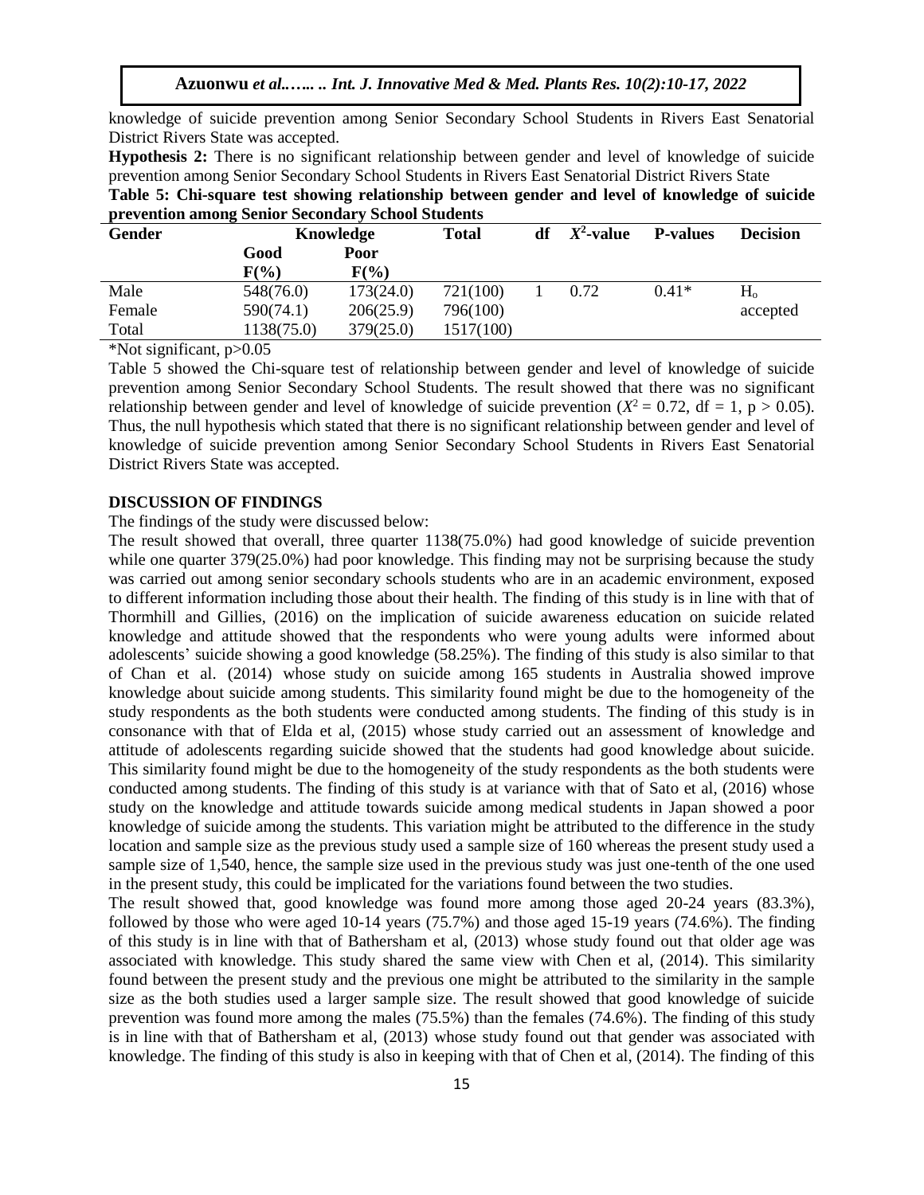knowledge of suicide prevention among Senior Secondary School Students in Rivers East Senatorial District Rivers State was accepted.

**Hypothesis 2:** There is no significant relationship between gender and level of knowledge of suicide prevention among Senior Secondary School Students in Rivers East Senatorial District Rivers State

**Table 5: Chi-square test showing relationship between gender and level of knowledge of suicide prevention among Senior Secondary School Students**

| Gender | Knowledge | | Total | df | $X^2$-value | P-values | Decision |
|---|---|---|---|---|---|---|---|
| | Good F(%) | Poor F(%) | | | | | |
| Male | 548(76.0) | 173(24.0) | 721(100) | 1 | 0.72 | 0.41* | $H_o$ |
| Female | 590(74.1) | 206(25.9) | 796(100) | | | | accepted |
| Total | 1138(75.0) | 379(25.0) | 1517(100) | | | | |

*Not significant, p>0.05

Table 5 showed the Chi-square test of relationship between gender and level of knowledge of suicide prevention among Senior Secondary School Students. The result showed that there was no significant relationship between gender and level of knowledge of suicide prevention ($X^2 = 0.72$, df = 1, $p > 0.05$). Thus, the null hypothesis which stated that there is no significant relationship between gender and level of knowledge of suicide prevention among Senior Secondary School Students in Rivers East Senatorial District Rivers State was accepted.

## DISCUSSION OF FINDINGS

The findings of the study were discussed below:

The result showed that overall, three quarter 1138(75.0%) had good knowledge of suicide prevention while one quarter 379(25.0%) had poor knowledge. This finding may not be surprising because the study was carried out among senior secondary schools students who are in an academic environment, exposed to different information including those about their health. The finding of this study is in line with that of Thormhill and Gillies, (2016) on the implication of suicide awareness education on suicide related knowledge and attitude showed that the respondents who were young adults were informed about adolescents' suicide showing a good knowledge (58.25%). The finding of this study is also similar to that of Chan et al. (2014) whose study on suicide among 165 students in Australia showed improve knowledge about suicide among students. This similarity found might be due to the homogeneity of the study respondents as the both students were conducted among students. The finding of this study is in consonance with that of Elda et al, (2015) whose study carried out an assessment of knowledge and attitude of adolescents regarding suicide showed that the students had good knowledge about suicide. This similarity found might be due to the homogeneity of the study respondents as the both students were conducted among students. The finding of this study is at variance with that of Sato et al, (2016) whose study on the knowledge and attitude towards suicide among medical students in Japan showed a poor knowledge of suicide among the students. This variation might be attributed to the difference in the study location and sample size as the previous study used a sample size of 160 whereas the present study used a sample size of 1,540, hence, the sample size used in the previous study was just one-tenth of the one used in the present study, this could be implicated for the variations found between the two studies.

The result showed that, good knowledge was found more among those aged 20-24 years (83.3%), followed by those who were aged 10-14 years (75.7%) and those aged 15-19 years (74.6%). The finding of this study is in line with that of Bathersham et al, (2013) whose study found out that older age was associated with knowledge. This study shared the same view with Chen et al, (2014). This similarity found between the present study and the previous one might be attributed to the similarity in the sample size as the both studies used a larger sample size. The result showed that good knowledge of suicide prevention was found more among the males (75.5%) than the females (74.6%). The finding of this study is in line with that of Bathersham et al, (2013) whose study found out that gender was associated with knowledge. The finding of this study is also in keeping with that of Chen et al, (2014). The finding of this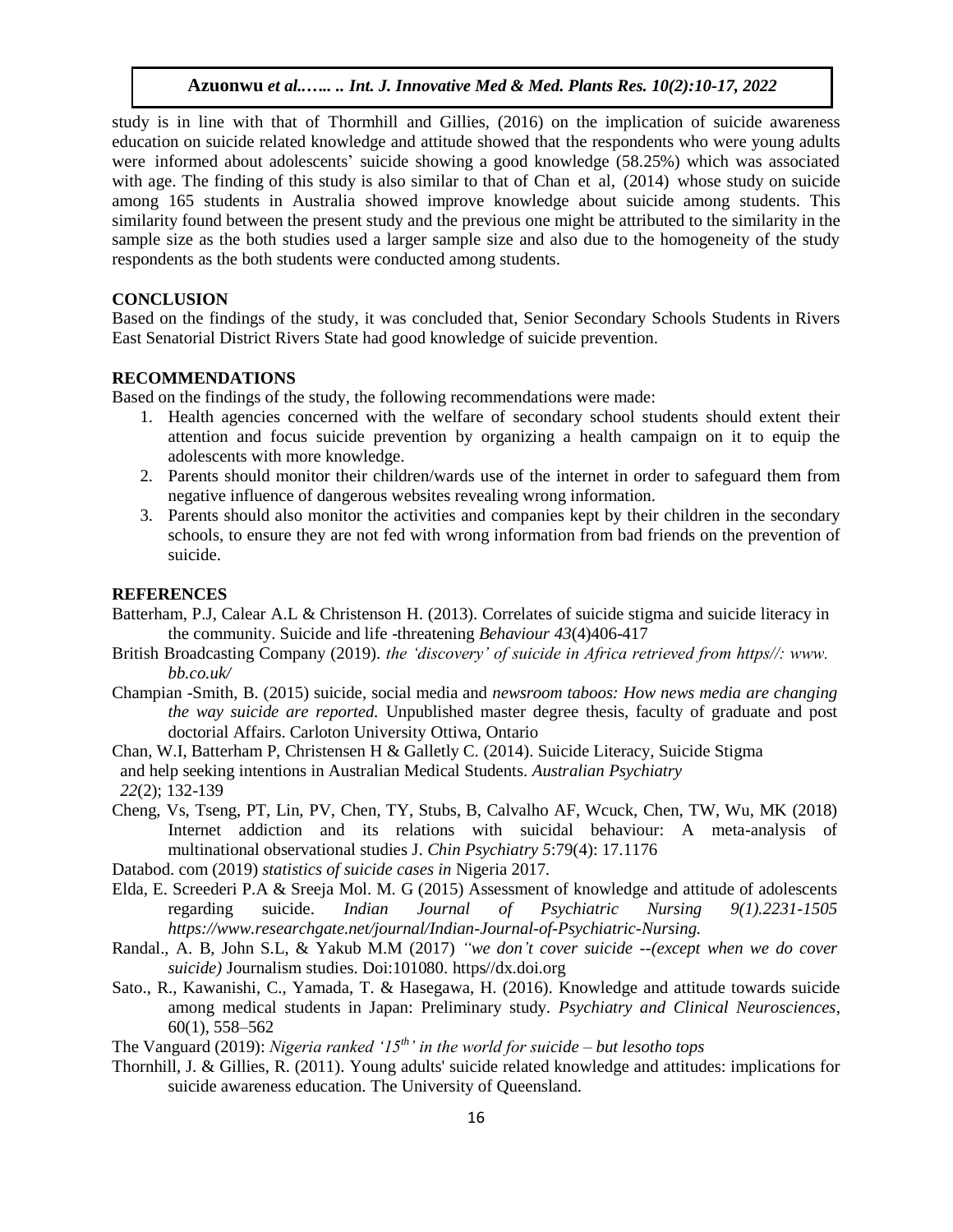study is in line with that of Thormhill and Gillies, (2016) on the implication of suicide awareness education on suicide related knowledge and attitude showed that the respondents who were young adults were informed about adolescents' suicide showing a good knowledge (58.25%) which was associated with age. The finding of this study is also similar to that of Chan et al, (2014) whose study on suicide among 165 students in Australia showed improve knowledge about suicide among students. This similarity found between the present study and the previous one might be attributed to the similarity in the sample size as the both studies used a larger sample size and also due to the homogeneity of the study respondents as the both students were conducted among students.

## CONCLUSION

Based on the findings of the study, it was concluded that, Senior Secondary Schools Students in Rivers East Senatorial District Rivers State had good knowledge of suicide prevention.

## RECOMMENDATIONS

Based on the findings of the study, the following recommendations were made:

1. Health agencies concerned with the welfare of secondary school students should extent their attention and focus suicide prevention by organizing a health campaign on it to equip the adolescents with more knowledge.
2. Parents should monitor their children/wards use of the internet in order to safeguard them from negative influence of dangerous websites revealing wrong information.
3. Parents should also monitor the activities and companies kept by their children in the secondary schools, to ensure they are not fed with wrong information from bad friends on the prevention of suicide.

## REFERENCES

Batterham, P.J, Calear A.L & Christenson H. (2013). Correlates of suicide stigma and suicide literacy in the community. Suicide and life -threatening *Behaviour 43*(4)406-417

British Broadcasting Company (2019). *the 'discovery' of suicide in Africa retrieved from https//: www. bb.co.uk/*

Champian -Smith, B. (2015) suicide, social media and *newsroom taboos: How news media are changing the way suicide are reported.* Unpublished master degree thesis, faculty of graduate and post doctorial Affairs. Carloton University Ottiwa, Ontario

Chan, W.I, Batterham P, Christensen H & Galletly C. (2014). Suicide Literacy, Suicide Stigma and help seeking intentions in Australian Medical Students. *Australian Psychiatry 22*(2); 132-139

Cheng, Vs, Tseng, PT, Lin, PV, Chen, TY, Stubs, B, Calvalho AF, Wcuck, Chen, TW, Wu, MK (2018) Internet addiction and its relations with suicidal behaviour: A meta-analysis of multinational observational studies J. *Chin Psychiatry 5*:79(4): 17.1176

Databod. com (2019) *statistics of suicide cases in* Nigeria 2017.

Elda, E. Screederi P.A & Sreeja Mol. M. G (2015) Assessment of knowledge and attitude of adolescents regarding suicide. *Indian Journal of Psychiatric Nursing 9(1).2231-1505 https://www.researchgate.net/journal/Indian-Journal-of-Psychiatric-Nursing.*

Randal., A. B, John S.L, & Yakub M.M (2017) *"we don't cover suicide --(except when we do cover suicide)* Journalism studies. Doi:101080. https//dx.doi.org

Sato., R., Kawanishi, C., Yamada, T. & Hasegawa, H. (2016). Knowledge and attitude towards suicide among medical students in Japan: Preliminary study. *Psychiatry and Clinical Neurosciences*, 60(1), 558–562

The Vanguard (2019): *Nigeria ranked '15th' in the world for suicide – but lesotho tops*

Thornhill, J. & Gillies, R. (2011). Young adults' suicide related knowledge and attitudes: implications for suicide awareness education. The University of Queensland.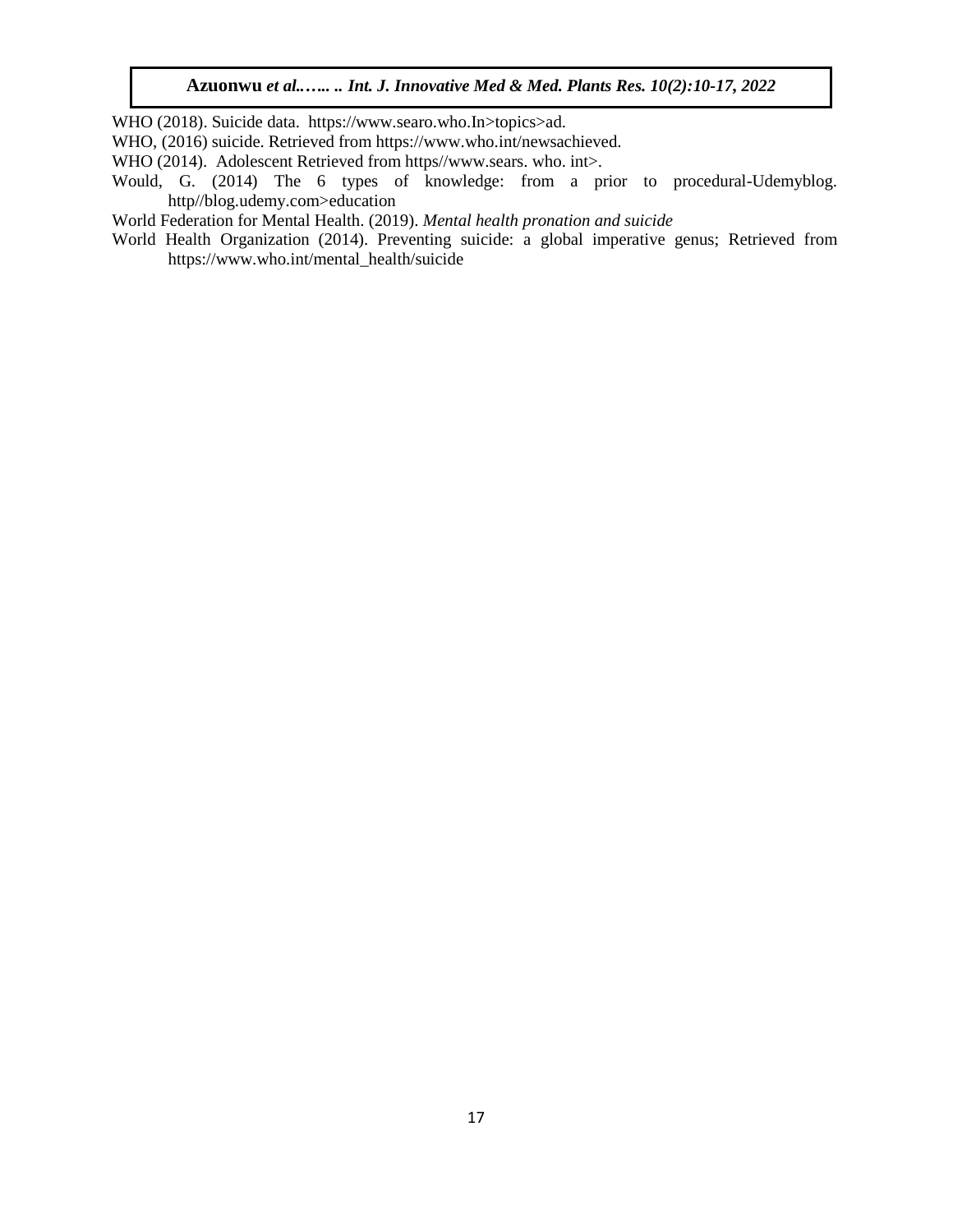WHO (2018). Suicide data. https://www.searo.who.In>topics>ad.

WHO, (2016) suicide. Retrieved from https://www.who.int/newsachieved.

WHO (2014). Adolescent Retrieved from https//www.sears. who. int>.

Would, G. (2014) The 6 types of knowledge: from a prior to procedural-Udemyblog. http//blog.udemy.com>education

World Federation for Mental Health. (2019). *Mental health pronation and suicide*

World Health Organization (2014). Preventing suicide: a global imperative genus; Retrieved from https://www.who.int/mental_health/suicide